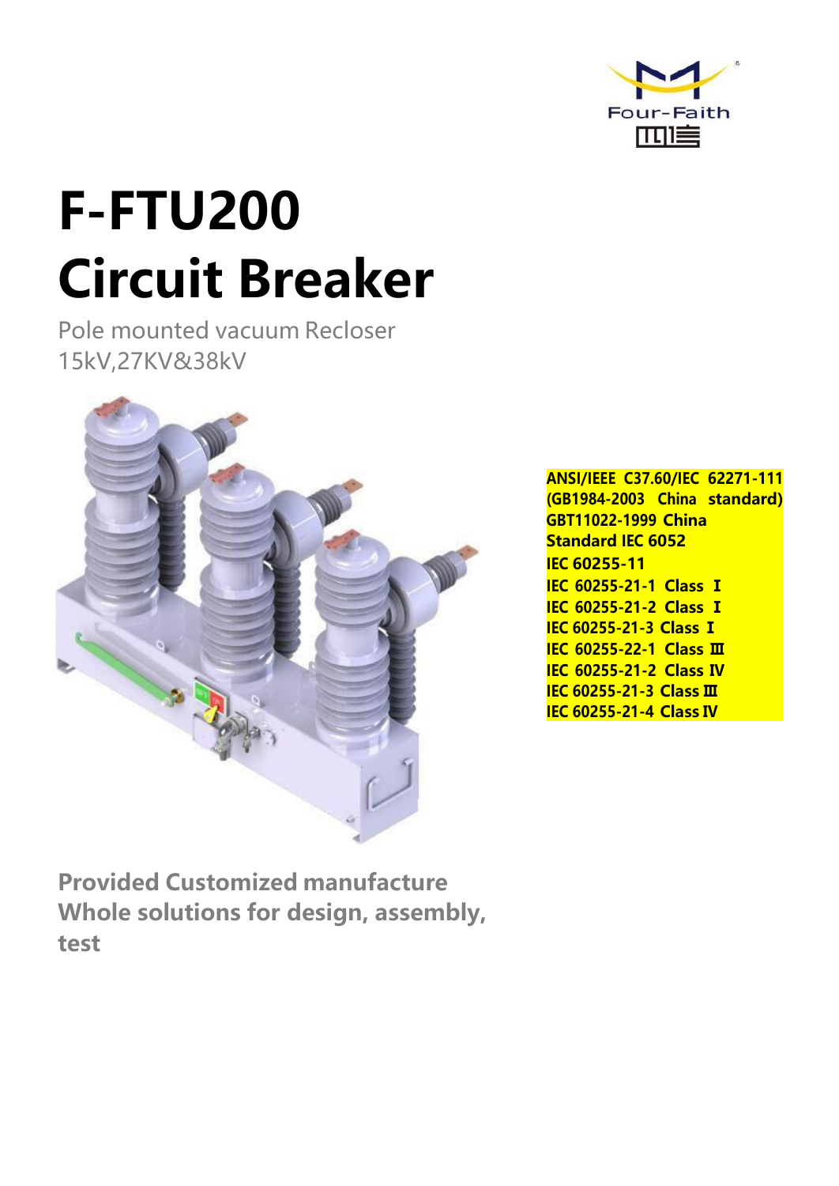Four-Faith

# F-FTU200 Circuit Breaker

Pole mounted vacuum Recloser
15kV,27KV&38kV

ANSI/IEEE C37.60/IEC 62271-111 (GB1984-2003 China standard)
GBT11022-1999 China Standard IEC 6052
IEC 60255-11
IEC 60255-21-1 Class Ⅰ
IEC 60255-21-2 Class Ⅰ
IEC 60255-21-3 Class Ⅰ
IEC 60255-22-1 Class Ⅲ
IEC 60255-21-2 Class Ⅳ
IEC 60255-21-3 Class Ⅲ
IEC 60255-21-4 Class Ⅳ

**Provided Customized manufacture**
**Whole solutions for design, assembly, test**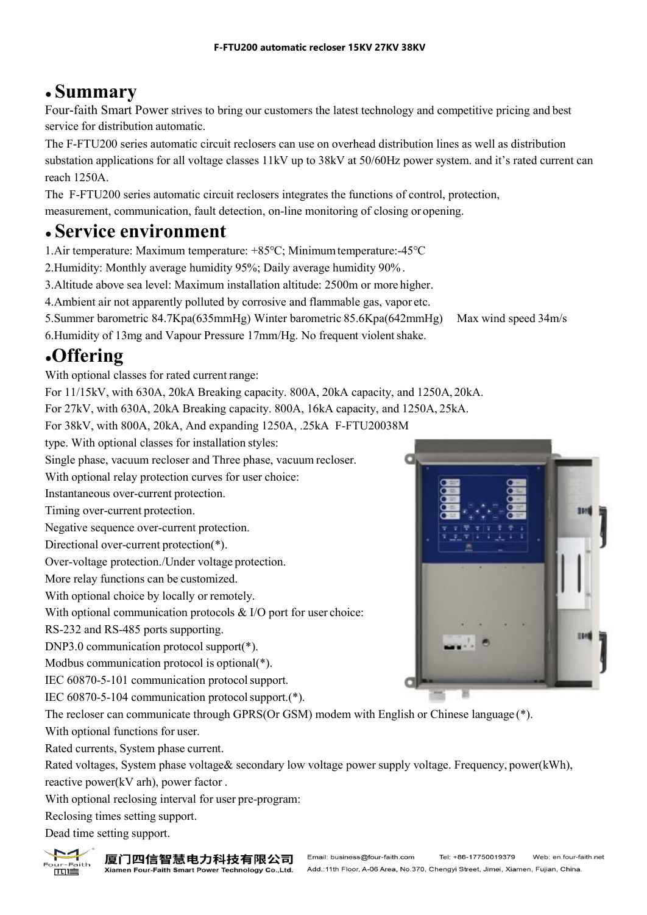## Summary

Four-faith Smart Power strives to bring our customers the latest technology and competitive pricing and best service for distribution automatic.

The F-FTU200 series automatic circuit reclosers can use on overhead distribution lines as well as distribution substation applications for all voltage classes 11kV up to 38kV at 50/60Hz power system. and it's rated current can reach 1250A.

The F-FTU200 series automatic circuit reclosers integrates the functions of control, protection, measurement, communication, fault detection, on-line monitoring of closing or opening.

## Service environment

1.Air temperature: Maximum temperature: +85℃; Minimum temperature:-45℃

2.Humidity: Monthly average humidity 95%; Daily average humidity 90%.

3.Altitude above sea level: Maximum installation altitude: 2500m or more higher.

4.Ambient air not apparently polluted by corrosive and flammable gas, vapor etc.

5.Summer barometric 84.7Kpa(635mmHg) Winter barometric 85.6Kpa(642mmHg) Max wind speed 34m/s

6.Humidity of 13mg and Vapour Pressure 17mm/Hg. No frequent violent shake.

## Offering

With optional classes for rated current range:

For 11/15kV, with 630A, 20kA Breaking capacity. 800A, 20kA capacity, and 1250A, 20kA.

For 27kV, with 630A, 20kA Breaking capacity. 800A, 16kA capacity, and 1250A, 25kA.

For 38kV, with 800A, 20kA, And expanding 1250A, .25kA F-FTU20038M type. With optional classes for installation styles:

Single phase, vacuum recloser and Three phase, vacuum recloser.

With optional relay protection curves for user choice:

Instantaneous over-current protection.

Timing over-current protection.

Negative sequence over-current protection.

Directional over-current protection(*).

Over-voltage protection./Under voltage protection.

More relay functions can be customized.

With optional choice by locally or remotely.

With optional communication protocols & I/O port for user choice:

RS-232 and RS-485 ports supporting.

DNP3.0 communication protocol support(*).

Modbus communication protocol is optional(*).

IEC 60870-5-101 communication protocol support.

IEC 60870-5-104 communication protocol support.(*).

The recloser can communicate through GPRS(Or GSM) modem with English or Chinese language (*).

With optional functions for user.

Rated currents, System phase current.

Rated voltages, System phase voltage& secondary low voltage power supply voltage. Frequency, power(kWh), reactive power(kV arh), power factor .

With optional reclosing interval for user pre-program:

Reclosing times setting support.

Dead time setting support.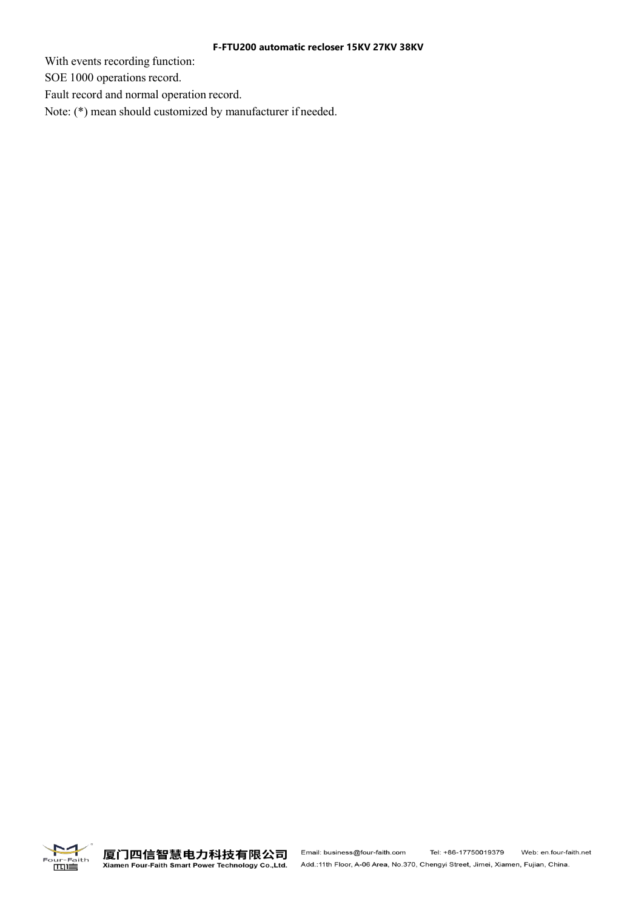With events recording function:

SOE 1000 operations record.

Fault record and normal operation record.

Note: (*) mean should customized by manufacturer if needed.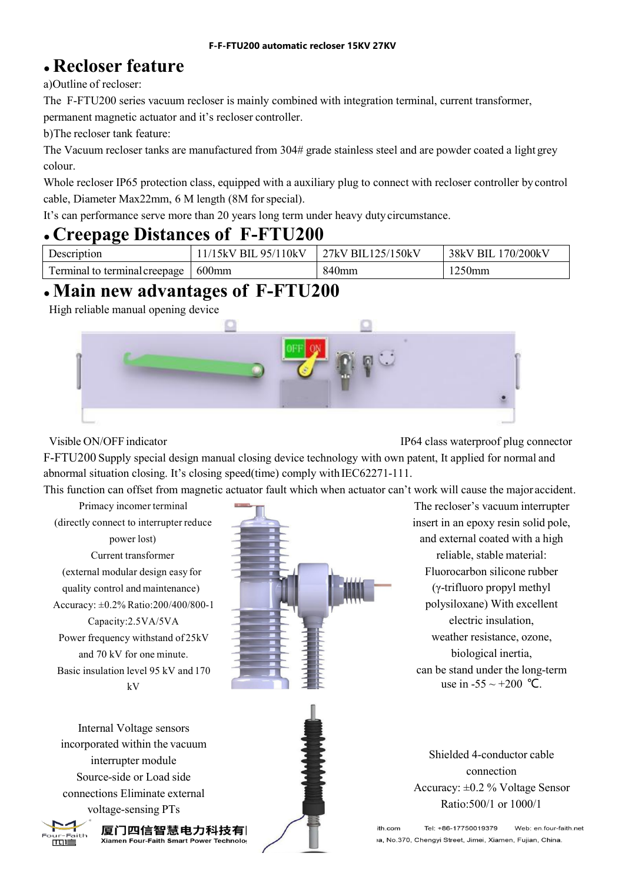F-F-FTU200 automatic recloser 15KV 27KV

## • Recloser feature

a)Outline of recloser:

The F-FTU200 series vacuum recloser is mainly combined with integration terminal, current transformer, permanent magnetic actuator and it's recloser controller.

b)The recloser tank feature:

The Vacuum recloser tanks are manufactured from 304# grade stainless steel and are powder coated a light grey colour.

Whole recloser IP65 protection class, equipped with a auxiliary plug to connect with recloser controller by control cable, Diameter Max22mm, 6 M length (8M for special).

It's can performance serve more than 20 years long term under heavy duty circumstance.

## • Creepage Distances of F-FTU200

| Description | 11/15kV BIL 95/110kV | 27kV BIL125/150kV | 38kV BIL 170/200kV |
|---|---|---|---|
| Terminal to terminal creepage | 600mm | 840mm | 1250mm |

## • Main new advantages of F-FTU200

High reliable manual opening device

Visible ON/OFF indicator

IP64 class waterproof plug connector

F-FTU200 Supply special design manual closing device technology with own patent, It applied for normal and abnormal situation closing. It's closing speed(time) comply with IEC62271-111.

This function can offset from magnetic actuator fault which when actuator can't work will cause the major accident.

Primacy incomer terminal (directly connect to interrupter reduce power lost)

Current transformer (external modular design easy for quality control and maintenance)

Accuracy: ±0.2% Ratio:200/400/800-1

Capacity:2.5VA/5VA

Power frequency withstand of 25kV and 70 kV for one minute.

Basic insulation level 95 kV and 170 kV

The recloser's vacuum interrupter insert in an epoxy resin solid pole, and external coated with a high reliable, stable material: Fluorocarbon silicone rubber (γ-trifluoro propyl methyl polysiloxane) With excellent electric insulation, weather resistance, ozone, biological inertia, can be stand under the long-term use in -55 ~ +200 ℃.

Internal Voltage sensors incorporated within the vacuum interrupter module

Source-side or Load side connections Eliminate external voltage-sensing PTs

Shielded 4-conductor cable connection

Accuracy: ±0.2 % Voltage Sensor Ratio:500/1 or 1000/1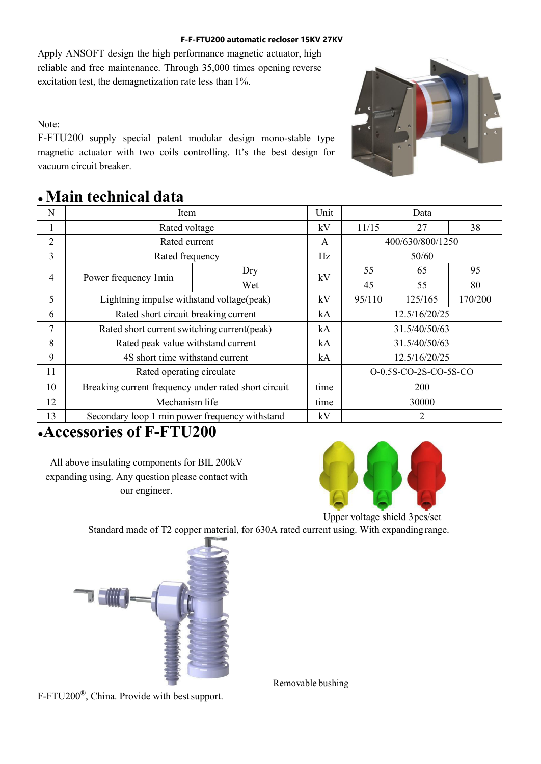**F-F-FTU200 automatic recloser 15KV 27KV**

Apply ANSOFT design the high performance magnetic actuator, high reliable and free maintenance. Through 35,000 times opening reverse excitation test, the demagnetization rate less than 1%.

Note:
F-FTU200 supply special patent modular design mono-stable type magnetic actuator with two coils controlling. It's the best design for vacuum circuit breaker.

## • Main technical data

| N | Item | | Unit | Data | | |
|---|---|---|---|---|---|---|
| 1 | Rated voltage | | kV | 11/15 | 27 | 38 |
| 2 | Rated current | | A | 400/630/800/1250 | | |
| 3 | Rated frequency | | Hz | 50/60 | | |
| 4 | Power frequency 1min | Dry | kV | 55 | 65 | 95 |
| | | Wet | | 45 | 55 | 80 |
| 5 | Lightning impulse withstand voltage(peak) | | kV | 95/110 | 125/165 | 170/200 |
| 6 | Rated short circuit breaking current | | kA | 12.5/16/20/25 | | |
| 7 | Rated short current switching current(peak) | | kA | 31.5/40/50/63 | | |
| 8 | Rated peak value withstand current | | kA | 31.5/40/50/63 | | |
| 9 | 4S short time withstand current | | kA | 12.5/16/20/25 | | |
| 11 | Rated operating circulate | | | O-0.5S-CO-2S-CO-5S-CO | | |
| 10 | Breaking current frequency under rated short circuit | | time | 200 | | |
| 12 | Mechanism life | | time | 30000 | | |
| 13 | Secondary loop 1 min power frequency withstand | | kV | 2 | | |

## • Accessories of F-FTU200

All above insulating components for BIL 200kV expanding using. Any question please contact with our engineer.

Upper voltage shield 3pcs/set

Standard made of T2 copper material, for 630A rated current using. With expanding range.

Removable bushing

F-FTU200®, China. Provide with best support.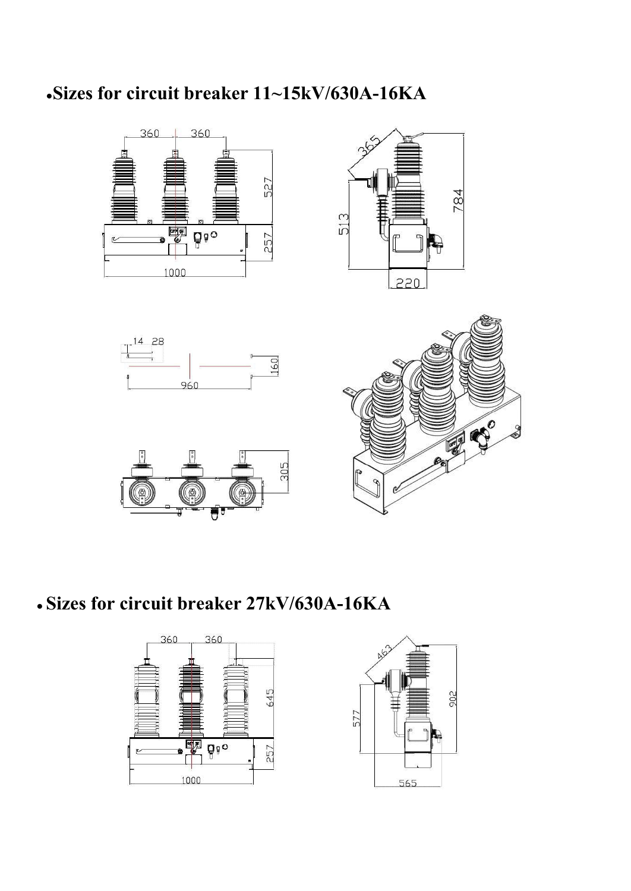- **Sizes for circuit breaker 11~15kV/630A-16KA**

- **Sizes for circuit breaker 27kV/630A-16KA**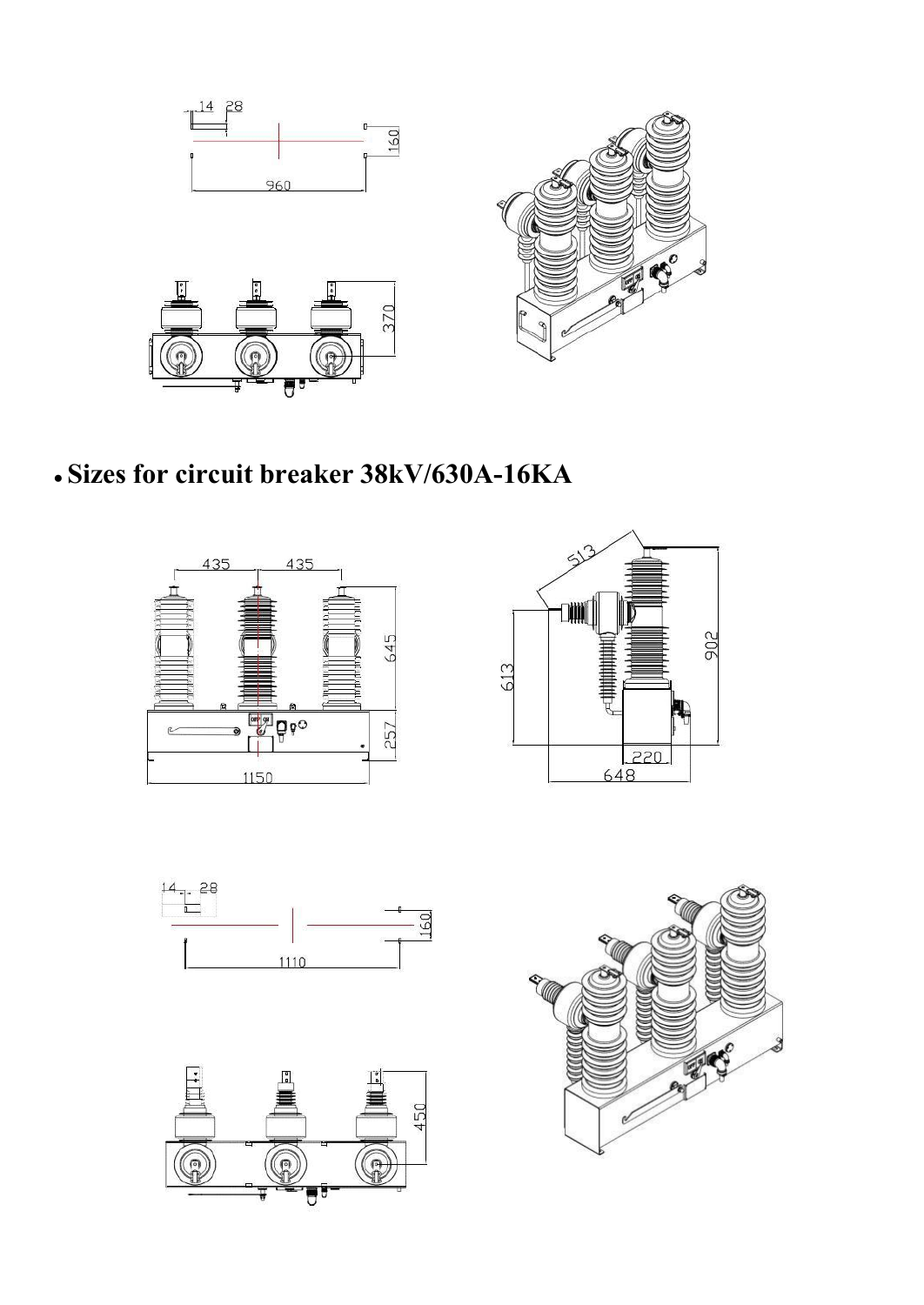14 28

160

960

370

- **Sizes for circuit breaker 38kV/630A-16KA**

435 435

645

257

1150

513

902

613

220

648

14 28

160

1110

450